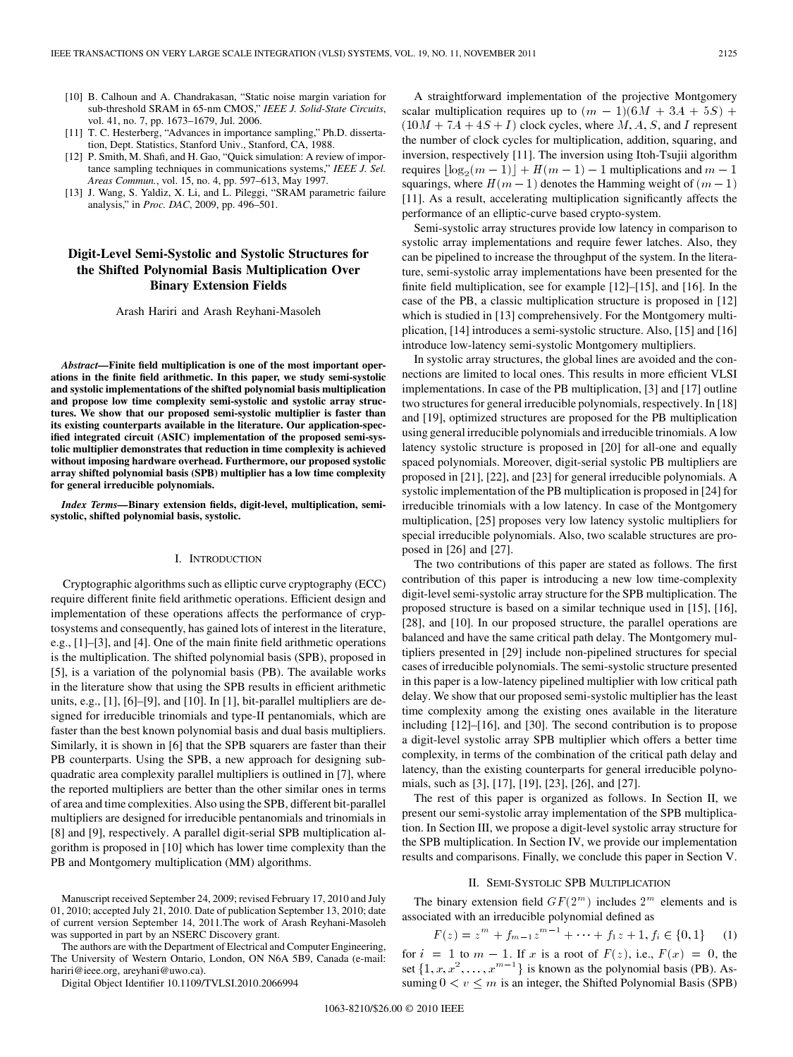[10] B. Calhoun and A. Chandrakasan, "Static noise margin variation for sub-threshold SRAM in 65-nm CMOS," *IEEE J. Solid-State Circuits*, vol. 41, no. 7, pp. 1673–1679, Jul. 2006.

[11] T. C. Hesterberg, "Advances in importance sampling," Ph.D. dissertation, Dept. Statistics, Stanford Univ., Stanford, CA, 1988.

[12] P. Smith, M. Shafi, and H. Gao, "Quick simulation: A review of importance sampling techniques in communications systems," *IEEE J. Sel. Areas Commun.*, vol. 15, no. 4, pp. 597–613, May 1997.

[13] J. Wang, S. Yaldiz, X. Li, and L. Pileggi, "SRAM parametric failure analysis," in *Proc. DAC*, 2009, pp. 496–501.

# Digit-Level Semi-Systolic and Systolic Structures for the Shifted Polynomial Basis Multiplication Over Binary Extension Fields

Arash Hariri and Arash Reyhani-Masoleh

***Abstract*—Finite field multiplication is one of the most important operations in the finite field arithmetic. In this paper, we study semi-systolic and systolic implementations of the shifted polynomial basis multiplication and propose low time complexity semi-systolic and systolic array structures. We show that our proposed semi-systolic multiplier is faster than its existing counterparts available in the literature. Our application-specified integrated circuit (ASIC) implementation of the proposed semi-systolic multiplier demonstrates that reduction in time complexity is achieved without imposing hardware overhead. Furthermore, our proposed systolic array shifted polynomial basis (SPB) multiplier has a low time complexity for general irreducible polynomials.**

***Index Terms*—Binary extension fields, digit-level, multiplication, semi-systolic, shifted polynomial basis, systolic.**

## I. Introduction

Cryptographic algorithms such as elliptic curve cryptography (ECC) require different finite field arithmetic operations. Efficient design and implementation of these operations affects the performance of cryptosystems and consequently, has gained lots of interest in the literature, e.g., [1]–[3], and [4]. One of the main finite field arithmetic operations is the multiplication. The shifted polynomial basis (SPB), proposed in [5], is a variation of the polynomial basis (PB). The available works in the literature show that using the SPB results in efficient arithmetic units, e.g., [1], [6]–[9], and [10]. In [1], bit-parallel multipliers are designed for irreducible trinomials and type-II pentanomials, which are faster than the best known polynomial basis and dual basis multipliers. Similarly, it is shown in [6] that the SPB squarers are faster than their PB counterparts. Using the SPB, a new approach for designing subquadratic area complexity parallel multipliers is outlined in [7], where the reported multipliers are better than the other similar ones in terms of area and time complexities. Also using the SPB, different bit-parallel multipliers are designed for irreducible pentanomials and trinomials in [8] and [9], respectively. A parallel digit-serial SPB multiplication algorithm is proposed in [10] which has lower time complexity than the PB and Montgomery multiplication (MM) algorithms.

Manuscript received September 24, 2009; revised February 17, 2010 and July 01, 2010; accepted July 21, 2010. Date of publication September 13, 2010; date of current version September 14, 2011.The work of Arash Reyhani-Masoleh was supported in part by an NSERC Discovery grant.

The authors are with the Department of Electrical and Computer Engineering, The University of Western Ontario, London, ON N6A 5B9, Canada (e-mail: hariri@ieee.org, areyhani@uwo.ca).

Digital Object Identifier 10.1109/TVLSI.2010.2066994

A straightforward implementation of the projective Montgomery scalar multiplication requires up to $(m-1)(6M+3A+5S)+(10M+7A+4S+I)$ clock cycles, where $M, A, S$, and $I$ represent the number of clock cycles for multiplication, addition, squaring, and inversion, respectively [11]. The inversion using Itoh-Tsujii algorithm requires $\lfloor \log_2(m-1) \rfloor + H(m-1) - 1$ multiplications and $m-1$ squarings, where $H(m-1)$ denotes the Hamming weight of $(m-1)$ [11]. As a result, accelerating multiplication significantly affects the performance of an elliptic-curve based crypto-system.

Semi-systolic array structures provide low latency in comparison to systolic array implementations and require fewer latches. Also, they can be pipelined to increase the throughput of the system. In the literature, semi-systolic array implementations have been presented for the finite field multiplication, see for example [12]–[15], and [16]. In the case of the PB, a classic multiplication structure is proposed in [12] which is studied in [13] comprehensively. For the Montgomery multiplication, [14] introduces a semi-systolic structure. Also, [15] and [16] introduce low-latency semi-systolic Montgomery multipliers.

In systolic array structures, the global lines are avoided and the connections are limited to local ones. This results in more efficient VLSI implementations. In case of the PB multiplication, [3] and [17] outline two structures for general irreducible polynomials, respectively. In [18] and [19], optimized structures are proposed for the PB multiplication using general irreducible polynomials and irreducible trinomials. A low latency systolic structure is proposed in [20] for all-one and equally spaced polynomials. Moreover, digit-serial systolic PB multipliers are proposed in [21], [22], and [23] for general irreducible polynomials. A systolic implementation of the PB multiplication is proposed in [24] for irreducible trinomials with a low latency. In case of the Montgomery multiplication, [25] proposes very low latency systolic multipliers for special irreducible polynomials. Also, two scalable structures are proposed in [26] and [27].

The two contributions of this paper are stated as follows. The first contribution of this paper is introducing a new low time-complexity digit-level semi-systolic array structure for the SPB multiplication. The proposed structure is based on a similar technique used in [15], [16], [28], and [10]. In our proposed structure, the parallel operations are balanced and have the same critical path delay. The Montgomery multipliers presented in [29] include non-pipelined structures for special cases of irreducible polynomials. The semi-systolic structure presented in this paper is a low-latency pipelined multiplier with low critical path delay. We show that our proposed semi-systolic multiplier has the least time complexity among the existing ones available in the literature including [12]–[16], and [30]. The second contribution is to propose a digit-level systolic array SPB multiplier which offers a better time complexity, in terms of the combination of the critical path delay and latency, than the existing counterparts for general irreducible polynomials, such as [3], [17], [19], [23], [26], and [27].

The rest of this paper is organized as follows. In Section II, we present our semi-systolic array implementation of the SPB multiplication. In Section III, we propose a digit-level systolic array structure for the SPB multiplication. In Section IV, we provide our implementation results and comparisons. Finally, we conclude this paper in Section V.

## II. Semi-Systolic SPB Multiplication

The binary extension field $GF(2^m)$ includes $2^m$ elements and is associated with an irreducible polynomial defined as

$$F(z) = z^m + f_{m-1}z^{m-1} + \cdots + f_1 z + 1, f_i \in \{0, 1\} \quad (1)$$

for $i = 1$ to $m-1$. If $x$ is a root of $F(z)$, i.e., $F(x) = 0$, the set $\{1, x, x^2, \ldots, x^{m-1}\}$ is known as the polynomial basis (PB). Assuming $0 < v \leq m$ is an integer, the Shifted Polynomial Basis (SPB)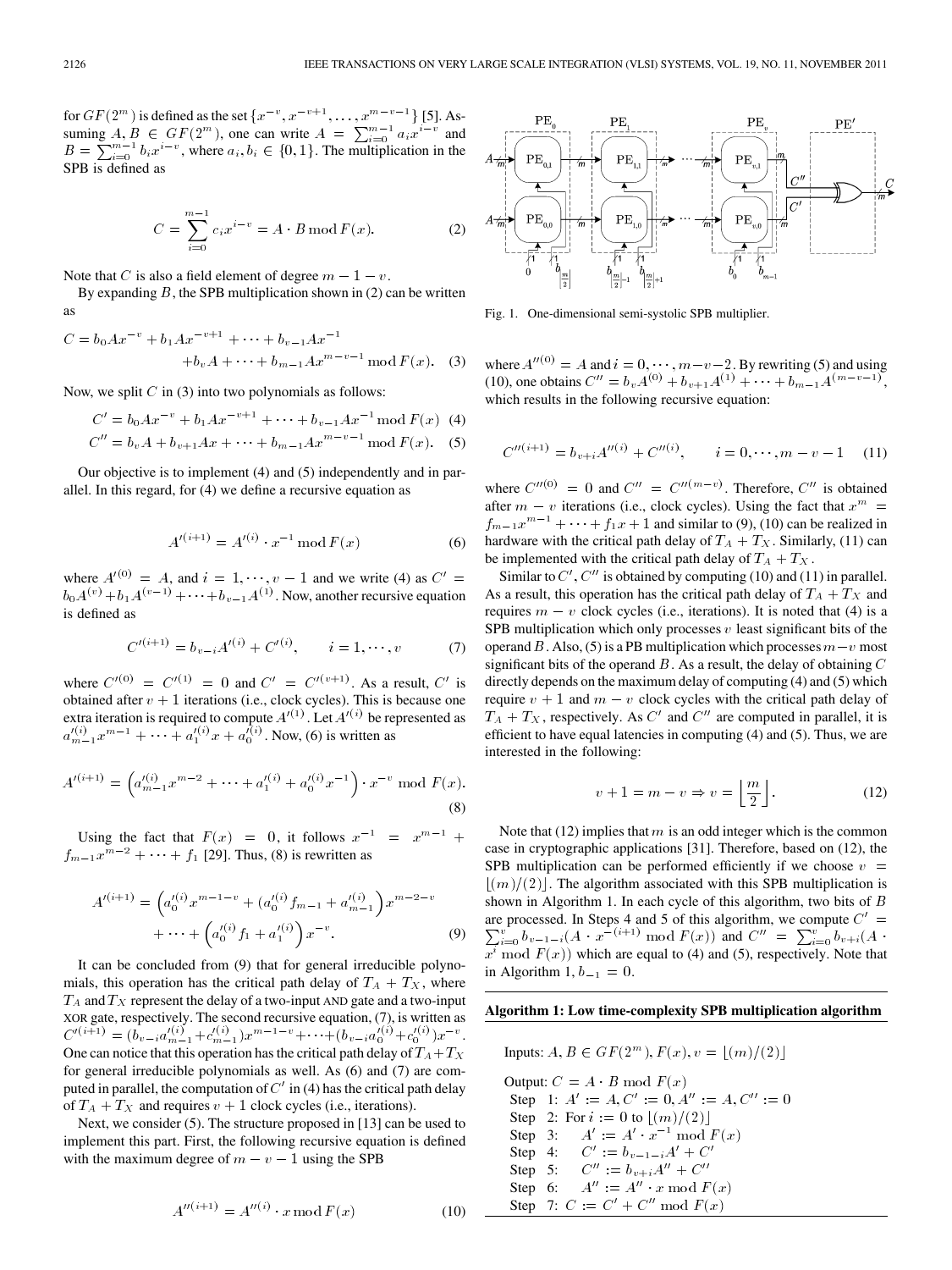for $GF(2^m)$ is defined as the set $\{x^{-v}, x^{-v+1}, \ldots, x^{m-v-1}\}$ [5]. Assuming $A, B \in GF(2^m)$, one can write $A = \sum_{i=0}^{m-1} a_i x^{i-v}$ and $B = \sum_{i=0}^{m-1} b_i x^{i-v}$, where $a_i, b_i \in \{0, 1\}$. The multiplication in the SPB is defined as

$$C = \sum_{i=0}^{m-1} c_i x^{i-v} = A \cdot B \bmod F(x). \tag{2}$$

Note that $C$ is also a field element of degree $m - 1 - v$.

By expanding $B$, the SPB multiplication shown in (2) can be written as

$$C = b_0 A x^{-v} + b_1 A x^{-v+1} + \cdots + b_{v-1} A x^{-1} + b_v A + \cdots + b_{m-1} A x^{m-v-1} \bmod F(x). \tag{3}$$

Now, we split $C$ in (3) into two polynomials as follows:

$$C' = b_0 A x^{-v} + b_1 A x^{-v+1} + \cdots + b_{v-1} A x^{-1} \bmod F(x) \tag{4}$$

$$C'' = b_v A + b_{v+1} A x + \cdots + b_{m-1} A x^{m-v-1} \bmod F(x). \tag{5}$$

Our objective is to implement (4) and (5) independently and in parallel. In this regard, for (4) we define a recursive equation as

$$A'^{(i+1)} = A'^{(i)} \cdot x^{-1} \bmod F(x) \tag{6}$$

where $A'^{(0)} = A$, and $i = 1, \cdots, v-1$ and we write (4) as $C' = b_0 A^{(v)} + b_1 A^{(v-1)} + \cdots + b_{v-1} A^{(1)}$. Now, another recursive equation is defined as

$$C'^{(i+1)} = b_{v-i} A'^{(i)} + C'^{(i)}, \qquad i = 1, \cdots, v \tag{7}$$

where $C'^{(0)} = C'^{(1)} = 0$ and $C' = C'^{(v+1)}$. As a result, $C'$ is obtained after $v + 1$ iterations (i.e., clock cycles). This is because one extra iteration is required to compute $A'^{(1)}$. Let $A'^{(i)}$ be represented as $a'^{(i)}_{m-1} x^{m-1} + \cdots + a'^{(i)}_1 x + a'^{(i)}_0$. Now, (6) is written as

$$A'^{(i+1)} = \left(a'^{(i)}_{m-1} x^{m-2} + \cdots + a'^{(i)}_1 + a'^{(i)}_0 x^{-1}\right) \cdot x^{-v} \bmod F(x). \tag{8}$$

Using the fact that $F(x) = 0$, it follows $x^{-1} = x^{m-1} + f_{m-1} x^{m-2} + \cdots + f_1$ [29]. Thus, (8) is rewritten as

$$A'^{(i+1)} = \left(a'^{(i)}_0 x^{m-1-v} + \left(a'^{(i)}_0 f_{m-1} + a'^{(i)}_{m-1}\right) x^{m-2-v} + \cdots + \left(a'^{(i)}_0 f_1 + a'^{(i)}_1\right) x^{-v}\right). \tag{9}$$

It can be concluded from (9) that for general irreducible polynomials, this operation has the critical path delay of $T_A + T_X$, where $T_A$ and $T_X$ represent the delay of a two-input AND gate and a two-input XOR gate, respectively. The second recursive equation, (7), is written as $C'^{(i+1)} = (b_{v-i} a'^{(i)}_{m-1} + c'^{(i)}_{m-1}) x^{m-1-v} + \cdots + (b_{v-i} a'^{(i)}_0 + c'^{(i)}_0) x^{-v}$. One can notice that this operation has the critical path delay of $T_A + T_X$ for general irreducible polynomials as well. As (6) and (7) are computed in parallel, the computation of $C'$ in (4) has the critical path delay of $T_A + T_X$ and requires $v + 1$ clock cycles (i.e., iterations).

Next, we consider (5). The structure proposed in [13] can be used to implement this part. First, the following recursive equation is defined with the maximum degree of $m - v - 1$ using the SPB

$$A''^{(i+1)} = A''^{(i)} \cdot x \bmod F(x) \tag{10}$$

Fig. 1. One-dimensional semi-systolic SPB multiplier.

where $A''^{(0)} = A$ and $i = 0, \cdots, m-v-2$. By rewriting (5) and using (10), one obtains $C'' = b_v A^{(0)} + b_{v+1} A^{(1)} + \cdots + b_{m-1} A^{(m-v-1)}$, which results in the following recursive equation:

$$C''^{(i+1)} = b_{v+i} A''^{(i)} + C''^{(i)}, \qquad i = 0, \cdots, m-v-1 \tag{11}$$

where $C''^{(0)} = 0$ and $C'' = C''^{(m-v)}$. Therefore, $C''$ is obtained after $m - v$ iterations (i.e., clock cycles). Using the fact that $x^m = f_{m-1} x^{m-1} + \cdots + f_1 x + 1$ and similar to (9), (10) can be realized in hardware with the critical path delay of $T_A + T_X$. Similarly, (11) can be implemented with the critical path delay of $T_A + T_X$.

Similar to $C'$, $C''$ is obtained by computing (10) and (11) in parallel. As a result, this operation has the critical path delay of $T_A + T_X$ and requires $m - v$ clock cycles (i.e., iterations). It is noted that (4) is a SPB multiplication which only processes $v$ least significant bits of the operand $B$. Also, (5) is a PB multiplication which processes $m-v$ most significant bits of the operand $B$. As a result, the delay of obtaining $C$ directly depends on the maximum delay of computing (4) and (5) which require $v + 1$ and $m - v$ clock cycles with the critical path delay of $T_A + T_X$, respectively. As $C'$ and $C''$ are computed in parallel, it is efficient to have equal latencies in computing (4) and (5). Thus, we are interested in the following:

$$v + 1 = m - v \Rightarrow v = \left\lfloor \frac{m}{2} \right\rfloor. \tag{12}$$

Note that (12) implies that $m$ is an odd integer which is the common case in cryptographic applications [31]. Therefore, based on (12), the SPB multiplication can be performed efficiently if we choose $v = \lfloor (m)/(2) \rfloor$. The algorithm associated with this SPB multiplication is shown in Algorithm 1. In each cycle of this algorithm, two bits of $B$ are processed. In Steps 4 and 5 of this algorithm, we compute $C' = \sum_{i=0}^{v} b_{v-1-i}(A \cdot x^{-(i+1)} \bmod F(x))$ and $C'' = \sum_{i=0}^{v} b_{v+i}(A \cdot x^i \bmod F(x))$ which are equal to (4) and (5), respectively. Note that in Algorithm 1, $b_{-1} = 0$.

**Algorithm 1: Low time-complexity SPB multiplication algorithm**

Inputs: $A, B \in GF(2^m)$, $F(x)$, $v = \lfloor (m)/(2) \rfloor$

Output: $C = A \cdot B \bmod F(x)$

Step 1: $A' := A$, $C' := 0$, $A'' := A$, $C'' := 0$

Step 2: For $i := 0$ to $\lfloor (m)/(2) \rfloor$

Step 3: $\quad A' := A' \cdot x^{-1} \bmod F(x)$

Step 4: $\quad C' := b_{v-1-i} A' + C'$

Step 5: $\quad C'' := b_{v+i} A'' + C''$

Step 6: $\quad A'' := A'' \cdot x \bmod F(x)$

Step 7: $C := C' + C'' \bmod F(x)$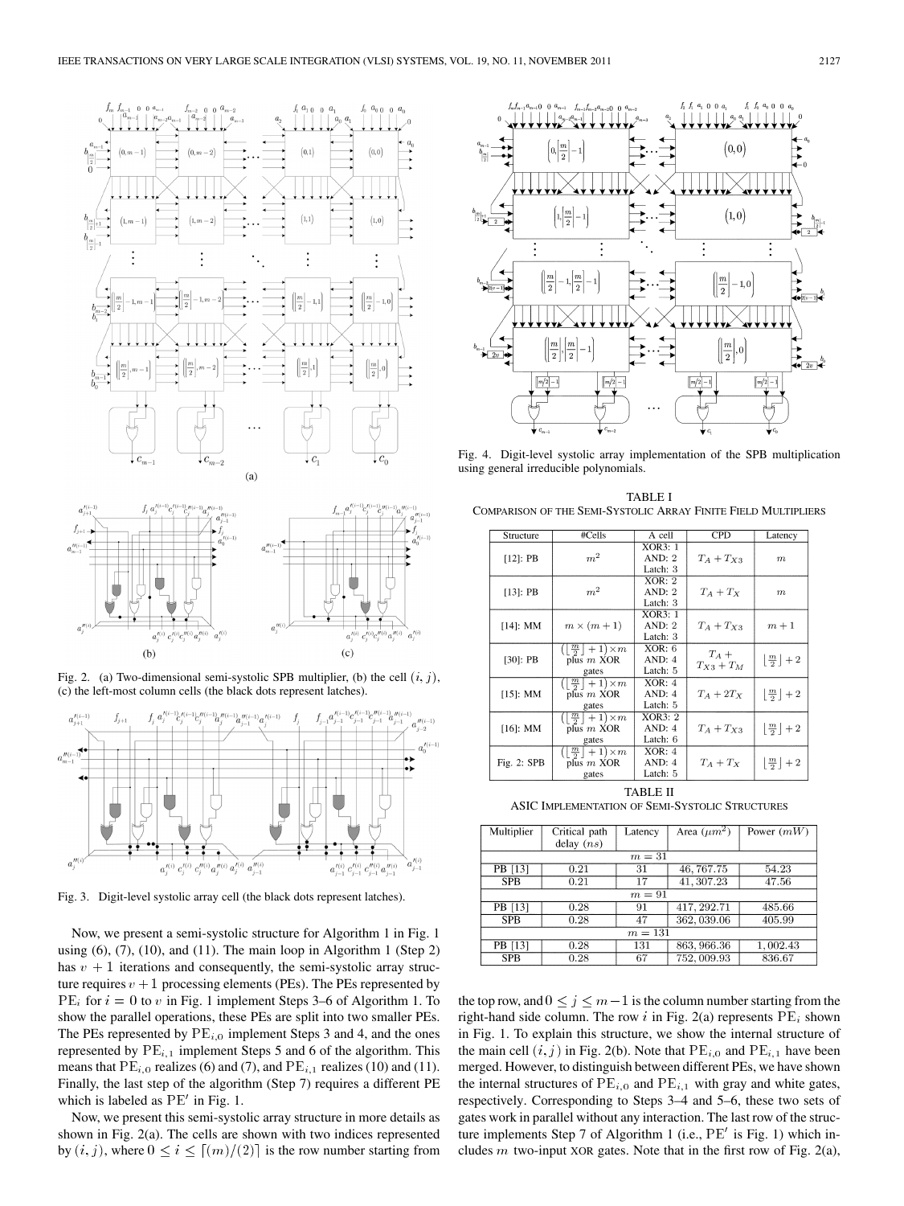Fig. 2. (a) Two-dimensional semi-systolic SPB multiplier, (b) the cell $(i, j)$, (c) the left-most column cells (the black dots represent latches).

Fig. 3. Digit-level systolic array cell (the black dots represent latches).

Now, we present a semi-systolic structure for Algorithm 1 in Fig. 1 using (6), (7), (10), and (11). The main loop in Algorithm 1 (Step 2) has $v+1$ iterations and consequently, the semi-systolic array structure requires $v+1$ processing elements (PEs). The PEs represented by $\mathrm{PE}_i$ for $i=0$ to $v$ in Fig. 1 implement Steps 3–6 of Algorithm 1. To show the parallel operations, these PEs are split into two smaller PEs. The PEs represented by $\mathrm{PE}_{i,0}$ implement Steps 3 and 4, and the ones represented by $\mathrm{PE}_{i,1}$ implement Steps 5 and 6 of the algorithm. This means that $\mathrm{PE}_{i,0}$ realizes (6) and (7), and $\mathrm{PE}_{i,1}$ realizes (10) and (11). Finally, the last step of the algorithm (Step 7) requires a different PE which is labeled as $\mathrm{PE}'$ in Fig. 1.

Now, we present this semi-systolic array structure in more details as shown in Fig. 2(a). The cells are shown with two indices represented by $(i, j)$, where $0 \le i \le \lceil (m)/(2) \rceil$ is the row number starting from the top row, and $0 \le j \le m-1$ is the column number starting from the right-hand side column. The row $i$ in Fig. 2(a) represents $\mathrm{PE}_i$ shown in Fig. 1. To explain this structure, we show the internal structure of the main cell $(i, j)$ in Fig. 2(b). Note that $\mathrm{PE}_{i,0}$ and $\mathrm{PE}_{i,1}$ have been merged. However, to distinguish between different PEs, we have shown the internal structures of $\mathrm{PE}_{i,0}$ and $\mathrm{PE}_{i,1}$ with gray and white gates, respectively. Corresponding to Steps 3–4 and 5–6, these two sets of gates work in parallel without any interaction. The last row of the structure implements Step 7 of Algorithm 1 (i.e., $\mathrm{PE}'$ is Fig. 1) which includes $m$ two-input XOR gates. Note that in the first row of Fig. 2(a),

Fig. 4. Digit-level systolic array implementation of the SPB multiplication using general irreducible polynomials.

TABLE I
COMPARISON OF THE SEMI-SYSTOLIC ARRAY FINITE FIELD MULTIPLIERS

| Structure | #Cells | A cell | CPD | Latency |
|---|---|---|---|---|
| [12]: PB | $m^2$ | XOR3: 1<br>AND: 2<br>Latch: 3 | $T_A + T_{X3}$ | $m$ |
| [13]: PB | $m^2$ | XOR: 2<br>AND: 2<br>Latch: 3 | $T_A + T_X$ | $m$ |
| [14]: MM | $m \times (m+1)$ | XOR3: 1<br>AND: 2<br>Latch: 3 | $T_A + T_{X3}$ | $m+1$ |
| [30]: PB | $(\lfloor \frac{m}{2} \rfloor + 1) \times m$ plus $m$ XOR gates | XOR: 6<br>AND: 4<br>Latch: 5 | $T_A + T_{X3} + T_M$ | $\lfloor \frac{m}{2} \rfloor + 2$ |
| [15]: MM | $(\lfloor \frac{m}{2} \rfloor + 1) \times m$ plus $m$ XOR gates | XOR: 4<br>AND: 4<br>Latch: 5 | $T_A + 2T_X$ | $\lfloor \frac{m}{2} \rfloor + 2$ |
| [16]: MM | $(\lfloor \frac{m}{2} \rfloor + 1) \times m$ plus $m$ XOR gates | XOR3: 2<br>AND: 4<br>Latch: 6 | $T_A + T_{X3}$ | $\lfloor \frac{m}{2} \rfloor + 2$ |
| Fig. 2: SPB | $(\lfloor \frac{m}{2} \rfloor + 1) \times m$ plus $m$ XOR gates | XOR: 4<br>AND: 4<br>Latch: 5 | $T_A + T_X$ | $\lfloor \frac{m}{2} \rfloor + 2$ |

TABLE II
ASIC IMPLEMENTATION OF SEMI-SYSTOLIC STRUCTURES

| Multiplier | Critical path delay ($ns$) | Latency | Area ($\mu m^2$) | Power ($mW$) |
|---|---|---|---|---|
| $m = 31$ | | | | |
| PB [13] | 0.21 | 31 | 46,767.75 | 54.23 |
| SPB | 0.21 | 17 | 41,307.23 | 47.56 |
| $m = 91$ | | | | |
| PB [13] | 0.28 | 91 | 417,292.71 | 485.66 |
| SPB | 0.28 | 47 | 362,039.06 | 405.99 |
| $m = 131$ | | | | |
| PB [13] | 0.28 | 131 | 863,966.36 | 1,002.43 |
| SPB | 0.28 | 67 | 752,009.93 | 836.67 |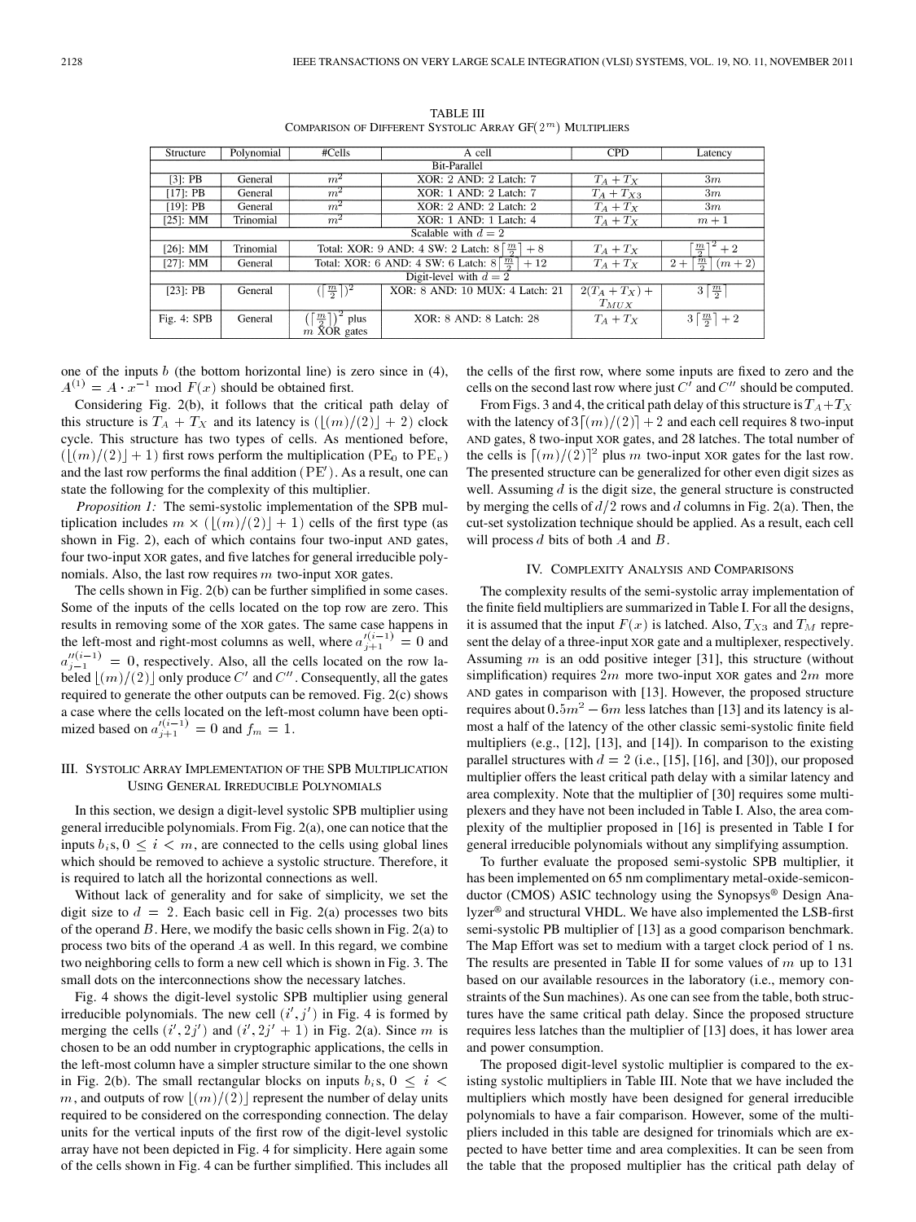TABLE III
COMPARISON OF DIFFERENT SYSTOLIC ARRAY GF($2^m$) MULTIPLIERS

| Structure | Polynomial | #Cells | A cell | CPD | Latency |
|---|---|---|---|---|---|
| Bit-Parallel | | | | | |
| [3]: PB | General | $m^2$ | XOR: 2 AND: 2 Latch: 7 | $T_A + T_X$ | $3m$ |
| [17]: PB | General | $m^2$ | XOR: 1 AND: 2 Latch: 7 | $T_A + T_{X3}$ | $3m$ |
| [19]: PB | General | $m^2$ | XOR: 2 AND: 2 Latch: 2 | $T_A + T_X$ | $3m$ |
| [25]: MM | Trinomial | $m^2$ | XOR: 1 AND: 1 Latch: 4 | $T_A + T_X$ | $m + 1$ |
| Scalable with $d = 2$ | | | | | |
| [26]: MM | Trinomial | Total: XOR: 9 AND: 4 SW: 2 Latch: $8\lceil \frac{m}{2} \rceil + 8$ | | $T_A + T_X$ | $\lceil \frac{m}{2} \rceil^2 + 2$ |
| [27]: MM | General | Total: XOR: 6 AND: 4 SW: 6 Latch: $8\lceil \frac{m}{2} \rceil + 12$ | | $T_A + T_X$ | $2 + \lceil \frac{m}{2} \rceil (m + 2)$ |
| Digit-level with $d = 2$ | | | | | |
| [23]: PB | General | $(\lceil \frac{m}{2} \rceil)^2$ | XOR: 8 AND: 10 MUX: 4 Latch: 21 | $2(T_A + T_X) + T_{MUX}$ | $3\lceil \frac{m}{2} \rceil$ |
| Fig. 4: SPB | General | $(\lceil \frac{m}{2} \rceil)^2$ plus $m$ XOR gates | XOR: 8 AND: 8 Latch: 28 | $T_A + T_X$ | $3\lceil \frac{m}{2} \rceil + 2$ |

one of the inputs $b$ (the bottom horizontal line) is zero since in (4), $A^{(1)} = A \cdot x^{-1} \bmod F(x)$ should be obtained first.

Considering Fig. 2(b), it follows that the critical path delay of this structure is $T_A + T_X$ and its latency is $(\lfloor (m)/(2) \rfloor + 2)$ clock cycle. This structure has two types of cells. As mentioned before, $(\lfloor (m)/(2) \rfloor + 1)$ first rows perform the multiplication ($\mathrm{PE}_0$ to $\mathrm{PE}_v$) and the last row performs the final addition ($\mathrm{PE}'$). As a result, one can state the following for the complexity of this multiplier.

*Proposition 1:* The semi-systolic implementation of the SPB multiplication includes $m \times (\lfloor (m)/(2) \rfloor + 1)$ cells of the first type (as shown in Fig. 2), each of which contains four two-input AND gates, four two-input XOR gates, and five latches for general irreducible polynomials. Also, the last row requires $m$ two-input XOR gates.

The cells shown in Fig. 2(b) can be further simplified in some cases. Some of the inputs of the cells located on the top row are zero. This results in removing some of the XOR gates. The same case happens in the left-most and right-most columns as well, where $a'^{(i-1)}_{j+1} = 0$ and $a''^{(i-1)}_{j-1} = 0$, respectively. Also, all the cells located on the row labeled $\lfloor (m)/(2) \rfloor$ only produce $C'$ and $C''$. Consequently, all the gates required to generate the other outputs can be removed. Fig. 2(c) shows a case where the cells located on the left-most column have been optimized based on $a'^{(i-1)}_{j+1} = 0$ and $f_m = 1$.

## III. Systolic Array Implementation of the SPB Multiplication Using General Irreducible Polynomials

In this section, we design a digit-level systolic SPB multiplier using general irreducible polynomials. From Fig. 2(a), one can notice that the inputs $b_i$s, $0 \leq i < m$, are connected to the cells using global lines which should be removed to achieve a systolic structure. Therefore, it is required to latch all the horizontal connections as well.

Without lack of generality and for sake of simplicity, we set the digit size to $d = 2$. Each basic cell in Fig. 2(a) processes two bits of the operand $B$. Here, we modify the basic cells shown in Fig. 2(a) to process two bits of the operand $A$ as well. In this regard, we combine two neighboring cells to form a new cell which is shown in Fig. 3. The small dots on the interconnections show the necessary latches.

Fig. 4 shows the digit-level systolic SPB multiplier using general irreducible polynomials. The new cell $(i', j')$ in Fig. 4 is formed by merging the cells $(i', 2j')$ and $(i', 2j' + 1)$ in Fig. 2(a). Since $m$ is chosen to be an odd number in cryptographic applications, the cells in the left-most column have a simpler structure similar to the one shown in Fig. 2(b). The small rectangular blocks on inputs $b_i$s, $0 \leq i < m$, and outputs of row $\lfloor (m)/(2) \rfloor$ represent the number of delay units required to be considered on the corresponding connection. The delay units for the vertical inputs of the first row of the digit-level systolic array have not been depicted in Fig. 4 for simplicity. Here again some of the cells shown in Fig. 4 can be further simplified. This includes all the cells of the first row, where some inputs are fixed to zero and the cells on the second last row where just $C'$ and $C''$ should be computed.

From Figs. 3 and 4, the critical path delay of this structure is $T_A + T_X$ with the latency of $3\lceil (m)/(2) \rceil + 2$ and each cell requires 8 two-input AND gates, 8 two-input XOR gates, and 28 latches. The total number of the cells is $\lceil (m)/(2) \rceil^2$ plus $m$ two-input XOR gates for the last row. The presented structure can be generalized for other even digit sizes as well. Assuming $d$ is the digit size, the general structure is constructed by merging the cells of $d/2$ rows and $d$ columns in Fig. 2(a). Then, the cut-set systolization technique should be applied. As a result, each cell will process $d$ bits of both $A$ and $B$.

## IV. Complexity Analysis and Comparisons

The complexity results of the semi-systolic array implementation of the finite field multipliers are summarized in Table I. For all the designs, it is assumed that the input $F(x)$ is latched. Also, $T_{X3}$ and $T_M$ represent the delay of a three-input XOR gate and a multiplexer, respectively. Assuming $m$ is an odd positive integer [31], this structure (without simplification) requires $2m$ more two-input XOR gates and $2m$ more AND gates in comparison with [13]. However, the proposed structure requires about $0.5m^2 - 6m$ less latches than [13] and its latency is almost a half of the latency of the other classic semi-systolic finite field multipliers (e.g., [12], [13], and [14]). In comparison to the existing parallel structures with $d = 2$ (i.e., [15], [16], and [30]), our proposed multiplier offers the least critical path delay with a similar latency and area complexity. Note that the multiplier of [30] requires some multiplexers and they have not been included in Table I. Also, the area complexity of the multiplier proposed in [16] is presented in Table I for general irreducible polynomials without any simplifying assumption.

To further evaluate the proposed semi-systolic SPB multiplier, it has been implemented on 65 nm complimentary metal-oxide-semiconductor (CMOS) ASIC technology using the Synopsys® Design Analyzer® and structural VHDL. We have also implemented the LSB-first semi-systolic PB multiplier of [13] as a good comparison benchmark. The Map Effort was set to medium with a target clock period of 1 ns. The results are presented in Table II for some values of $m$ up to 131 based on our available resources in the laboratory (i.e., memory constraints of the Sun machines). As one can see from the table, both structures have the same critical path delay. Since the proposed structure requires less latches than the multiplier of [13] does, it has lower area and power consumption.

The proposed digit-level systolic multiplier is compared to the existing systolic multipliers in Table III. Note that we have included the multipliers which mostly have been designed for general irreducible polynomials to have a fair comparison. However, some of the multipliers included in this table are designed for trinomials which are expected to have better time and area complexities. It can be seen from the table that the proposed multiplier has the critical path delay of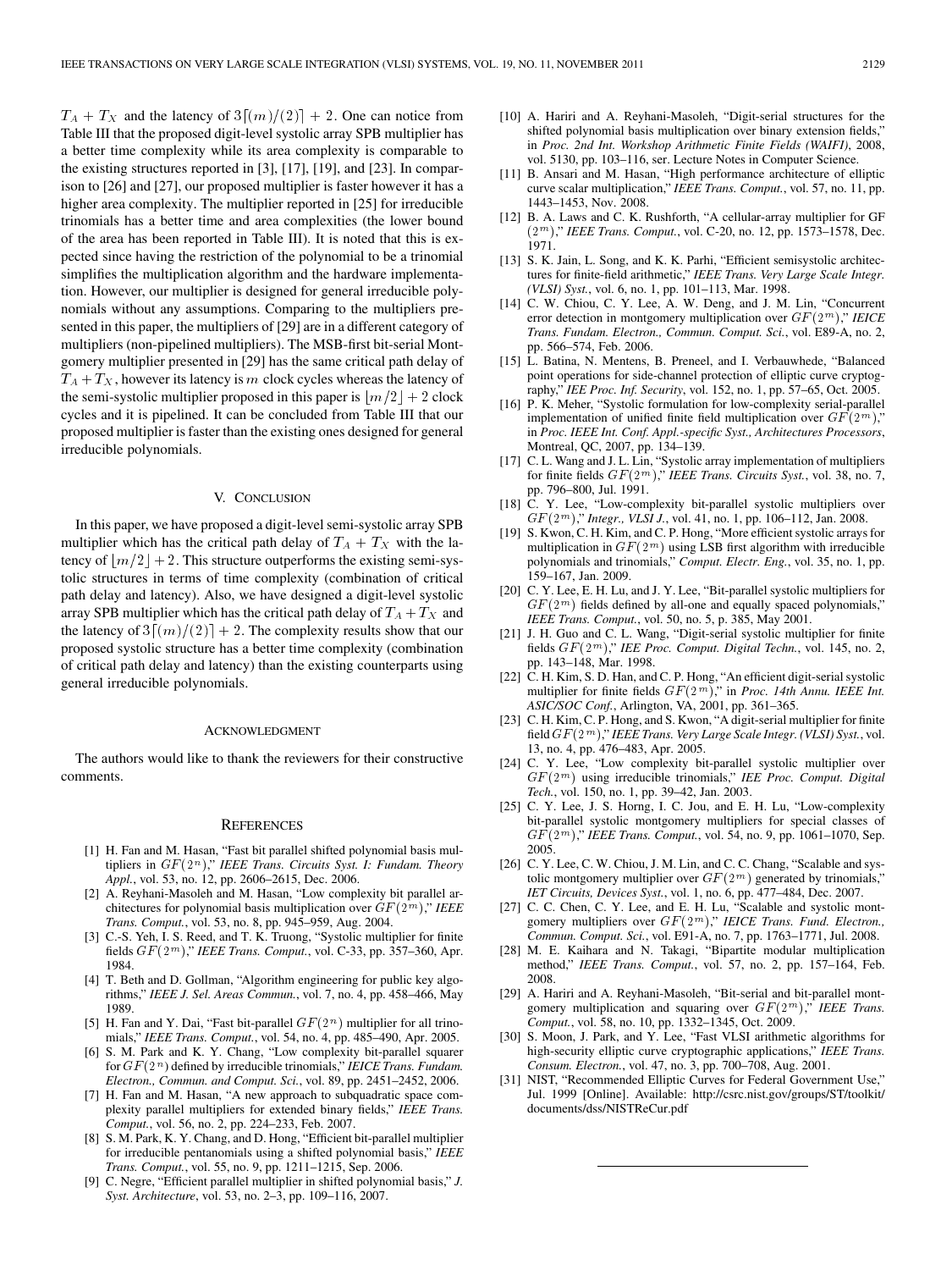$T_A + T_X$ and the latency of $3\lceil (m)/(2) \rceil + 2$. One can notice from Table III that the proposed digit-level systolic array SPB multiplier has a better time complexity while its area complexity is comparable to the existing structures reported in [3], [17], [19], and [23]. In comparison to [26] and [27], our proposed multiplier is faster however it has a higher area complexity. The multiplier reported in [25] for irreducible trinomials has a better time and area complexities (the lower bound of the area has been reported in Table III). It is noted that this is expected since having the restriction of the polynomial to be a trinomial simplifies the multiplication algorithm and the hardware implementation. However, our multiplier is designed for general irreducible polynomials without any assumptions. Comparing to the multipliers presented in this paper, the multipliers of [29] are in a different category of multipliers (non-pipelined multipliers). The MSB-first bit-serial Montgomery multiplier presented in [29] has the same critical path delay of $T_A + T_X$, however its latency is $m$ clock cycles whereas the latency of the semi-systolic multiplier proposed in this paper is $\lfloor m/2 \rfloor + 2$ clock cycles and it is pipelined. It can be concluded from Table III that our proposed multiplier is faster than the existing ones designed for general irreducible polynomials.

## V. Conclusion

In this paper, we have proposed a digit-level semi-systolic array SPB multiplier which has the critical path delay of $T_A + T_X$ with the latency of $\lfloor m/2 \rfloor + 2$. This structure outperforms the existing semi-systolic structures in terms of time complexity (combination of critical path delay and latency). Also, we have designed a digit-level systolic array SPB multiplier which has the critical path delay of $T_A + T_X$ and the latency of $3\lceil (m)/(2) \rceil + 2$. The complexity results show that our proposed systolic structure has a better time complexity (combination of critical path delay and latency) than the existing counterparts using general irreducible polynomials.

## Acknowledgment

The authors would like to thank the reviewers for their constructive comments.

## References

[1] H. Fan and M. Hasan, "Fast bit parallel shifted polynomial basis multipliers in $GF(2^n)$," *IEEE Trans. Circuits Syst. I: Fundam. Theory Appl.*, vol. 53, no. 12, pp. 2606–2615, Dec. 2006.

[2] A. Reyhani-Masoleh and M. Hasan, "Low complexity bit parallel architectures for polynomial basis multiplication over $GF(2^m)$," *IEEE Trans. Comput.*, vol. 53, no. 8, pp. 945–959, Aug. 2004.

[3] C.-S. Yeh, I. S. Reed, and T. K. Truong, "Systolic multiplier for finite fields $GF(2^m)$," *IEEE Trans. Comput.*, vol. C-33, pp. 357–360, Apr. 1984.

[4] T. Beth and D. Gollman, "Algorithm engineering for public key algorithms," *IEEE J. Sel. Areas Commun.*, vol. 7, no. 4, pp. 458–466, May 1989.

[5] H. Fan and Y. Dai, "Fast bit-parallel $GF(2^n)$ multiplier for all trinomials," *IEEE Trans. Comput.*, vol. 54, no. 4, pp. 485–490, Apr. 2005.

[6] S. M. Park and K. Y. Chang, "Low complexity bit-parallel squarer for $GF(2^n)$ defined by irreducible trinomials," *IEICE Trans. Fundam. Electron., Commun. and Comput. Sci.*, vol. 89, pp. 2451–2452, 2006.

[7] H. Fan and M. Hasan, "A new approach to subquadratic space complexity parallel multipliers for extended binary fields," *IEEE Trans. Comput.*, vol. 56, no. 2, pp. 224–233, Feb. 2007.

[8] S. M. Park, K. Y. Chang, and D. Hong, "Efficient bit-parallel multiplier for irreducible pentanomials using a shifted polynomial basis," *IEEE Trans. Comput.*, vol. 55, no. 9, pp. 1211–1215, Sep. 2006.

[9] C. Negre, "Efficient parallel multiplier in shifted polynomial basis," *J. Syst. Architecture*, vol. 53, no. 2–3, pp. 109–116, 2007.

[10] A. Hariri and A. Reyhani-Masoleh, "Digit-serial structures for the shifted polynomial basis multiplication over binary extension fields," in *Proc. 2nd Int. Workshop Arithmetic Finite Fields (WAIFI)*, 2008, vol. 5130, pp. 103–116, ser. Lecture Notes in Computer Science.

[11] B. Ansari and M. Hasan, "High performance architecture of elliptic curve scalar multiplication," *IEEE Trans. Comput.*, vol. 57, no. 11, pp. 1443–1453, Nov. 2008.

[12] B. A. Laws and C. K. Rushforth, "A cellular-array multiplier for GF $(2^m)$," *IEEE Trans. Comput.*, vol. C-20, no. 12, pp. 1573–1578, Dec. 1971.

[13] S. K. Jain, L. Song, and K. K. Parhi, "Efficient semisystolic architectures for finite-field arithmetic," *IEEE Trans. Very Large Scale Integr. (VLSI) Syst.*, vol. 6, no. 1, pp. 101–113, Mar. 1998.

[14] C. W. Chiou, C. Y. Lee, A. W. Deng, and J. M. Lin, "Concurrent error detection in montgomery multiplication over $GF(2^m)$," *IEICE Trans. Fundam. Electron., Commun. Comput. Sci.*, vol. E89-A, no. 2, pp. 566–574, Feb. 2006.

[15] L. Batina, N. Mentens, B. Preneel, and I. Verbauwhede, "Balanced point operations for side-channel protection of elliptic curve cryptography," *IEE Proc. Inf. Security*, vol. 152, no. 1, pp. 57–65, Oct. 2005.

[16] P. K. Meher, "Systolic formulation for low-complexity serial-parallel implementation of unified finite field multiplication over $GF(2^m)$," in *Proc. IEEE Int. Conf. Appl.-specific Syst., Architectures Processors*, Montreal, QC, 2007, pp. 134–139.

[17] C. L. Wang and J. L. Lin, "Systolic array implementation of multipliers for finite fields $GF(2^m)$," *IEEE Trans. Circuits Syst.*, vol. 38, no. 7, pp. 796–800, Jul. 1991.

[18] C. Y. Lee, "Low-complexity bit-parallel systolic multipliers over $GF(2^m)$," *Integr., VLSI J.*, vol. 41, no. 1, pp. 106–112, Jan. 2008.

[19] S. Kwon, C. H. Kim, and C. P. Hong, "More efficient systolic arrays for multiplication in $GF(2^m)$ using LSB first algorithm with irreducible polynomials and trinomials," *Comput. Electr. Eng.*, vol. 35, no. 1, pp. 159–167, Jan. 2009.

[20] C. Y. Lee, E. H. Lu, and J. Y. Lee, "Bit-parallel systolic multipliers for $GF(2^m)$ fields defined by all-one and equally spaced polynomials," *IEEE Trans. Comput.*, vol. 50, no. 5, p. 385, May 2001.

[21] J. H. Guo and C. L. Wang, "Digit-serial systolic multiplier for finite fields $GF(2^m)$," *IEE Proc. Comput. Digital Techn.*, vol. 145, no. 2, pp. 143–148, Mar. 1998.

[22] C. H. Kim, S. D. Han, and C. P. Hong, "An efficient digit-serial systolic multiplier for finite fields $GF(2^m)$," in *Proc. 14th Annu. IEEE Int. ASIC/SOC Conf.*, Arlington, VA, 2001, pp. 361–365.

[23] C. H. Kim, C. P. Hong, and S. Kwon, "A digit-serial multiplier for finite field $GF(2^m)$," *IEEE Trans. Very Large Scale Integr. (VLSI) Syst.*, vol. 13, no. 4, pp. 476–483, Apr. 2005.

[24] C. Y. Lee, "Low complexity bit-parallel systolic multiplier over $GF(2^m)$ using irreducible trinomials," *IEE Proc. Comput. Digital Tech.*, vol. 150, no. 1, pp. 39–42, Jan. 2003.

[25] C. Y. Lee, J. S. Horng, I. C. Jou, and E. H. Lu, "Low-complexity bit-parallel systolic montgomery multipliers for special classes of $GF(2^m)$," *IEEE Trans. Comput.*, vol. 54, no. 9, pp. 1061–1070, Sep. 2005.

[26] C. Y. Lee, C. W. Chiou, J. M. Lin, and C. C. Chang, "Scalable and systolic montgomery multiplier over $GF(2^m)$ generated by trinomials," *IET Circuits, Devices Syst.*, vol. 1, no. 6, pp. 477–484, Dec. 2007.

[27] C. C. Chen, C. Y. Lee, and E. H. Lu, "Scalable and systolic montgomery multipliers over $GF(2^m)$," *IEICE Trans. Fund. Electron., Commun. Comput. Sci.*, vol. E91-A, no. 7, pp. 1763–1771, Jul. 2008.

[28] M. E. Kaihara and N. Takagi, "Bipartite modular multiplication method," *IEEE Trans. Comput.*, vol. 57, no. 2, pp. 157–164, Feb. 2008.

[29] A. Hariri and A. Reyhani-Masoleh, "Bit-serial and bit-parallel montgomery multiplication and squaring over $GF(2^m)$," *IEEE Trans. Comput.*, vol. 58, no. 10, pp. 1332–1345, Oct. 2009.

[30] S. Moon, J. Park, and Y. Lee, "Fast VLSI arithmetic algorithms for high-security elliptic curve cryptographic applications," *IEEE Trans. Consum. Electron.*, vol. 47, no. 3, pp. 700–708, Aug. 2001.

[31] NIST, "Recommended Elliptic Curves for Federal Government Use," Jul. 1999 [Online]. Available: http://csrc.nist.gov/groups/ST/toolkit/documents/dss/NISTReCur.pdf